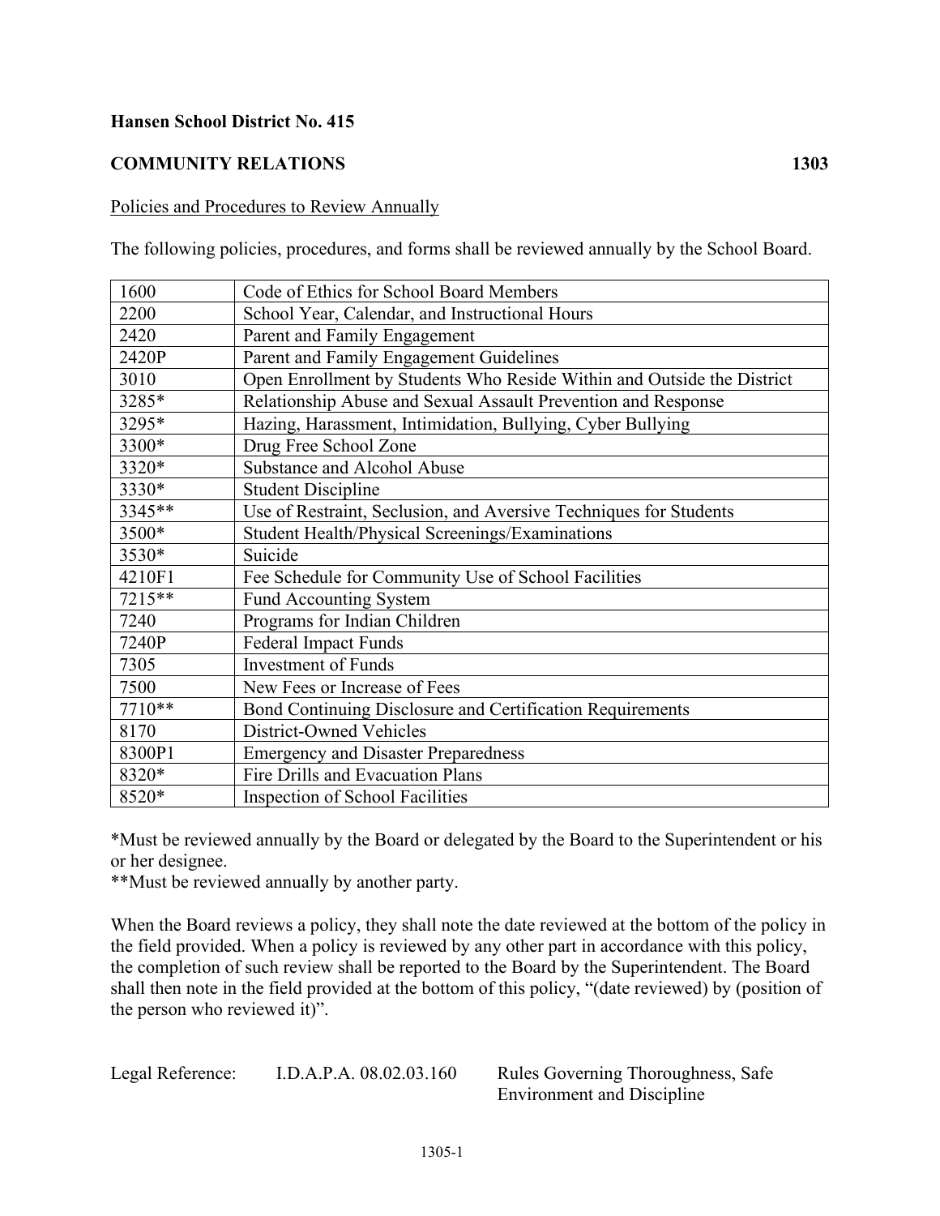**Hansen School District No. 415**

**COMMUNITY RELATIONS** **1303**

<u>Policies and Procedures to Review Annually</u>

The following policies, procedures, and forms shall be reviewed annually by the School Board.

| | |
|---|---|
| 1600 | Code of Ethics for School Board Members |
| 2200 | School Year, Calendar, and Instructional Hours |
| 2420 | Parent and Family Engagement |
| 2420P | Parent and Family Engagement Guidelines |
| 3010 | Open Enrollment by Students Who Reside Within and Outside the District |
| 3285* | Relationship Abuse and Sexual Assault Prevention and Response |
| 3295* | Hazing, Harassment, Intimidation, Bullying, Cyber Bullying |
| 3300* | Drug Free School Zone |
| 3320* | Substance and Alcohol Abuse |
| 3330* | Student Discipline |
| 3345** | Use of Restraint, Seclusion, and Aversive Techniques for Students |
| 3500* | Student Health/Physical Screenings/Examinations |
| 3530* | Suicide |
| 4210F1 | Fee Schedule for Community Use of School Facilities |
| 7215** | Fund Accounting System |
| 7240 | Programs for Indian Children |
| 7240P | Federal Impact Funds |
| 7305 | Investment of Funds |
| 7500 | New Fees or Increase of Fees |
| 7710** | Bond Continuing Disclosure and Certification Requirements |
| 8170 | District-Owned Vehicles |
| 8300P1 | Emergency and Disaster Preparedness |
| 8320* | Fire Drills and Evacuation Plans |
| 8520* | Inspection of School Facilities |

*Must be reviewed annually by the Board or delegated by the Board to the Superintendent or his or her designee.
**Must be reviewed annually by another party.

When the Board reviews a policy, they shall note the date reviewed at the bottom of the policy in the field provided. When a policy is reviewed by any other part in accordance with this policy, the completion of such review shall be reported to the Board by the Superintendent. The Board shall then note in the field provided at the bottom of this policy, "(date reviewed) by (position of the person who reviewed it)".

Legal Reference: I.D.A.P.A. 08.02.03.160 Rules Governing Thoroughness, Safe Environment and Discipline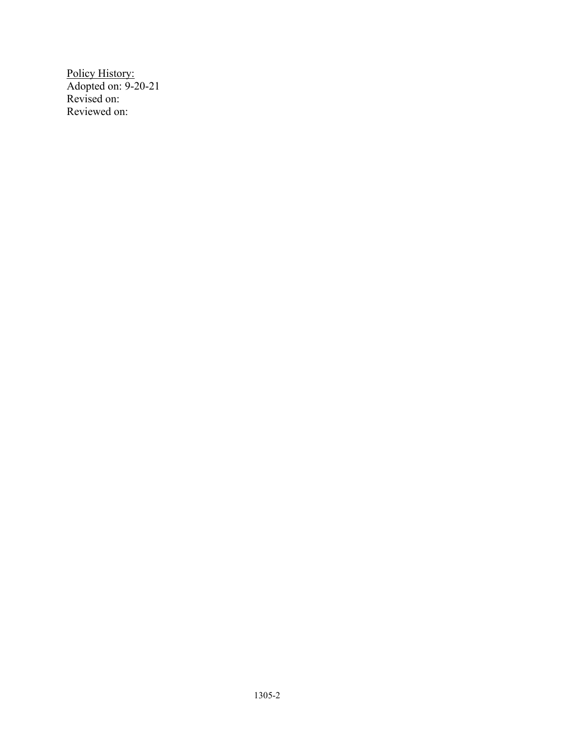<u>Policy History:</u>
Adopted on: 9-20-21
Revised on:
Reviewed on: